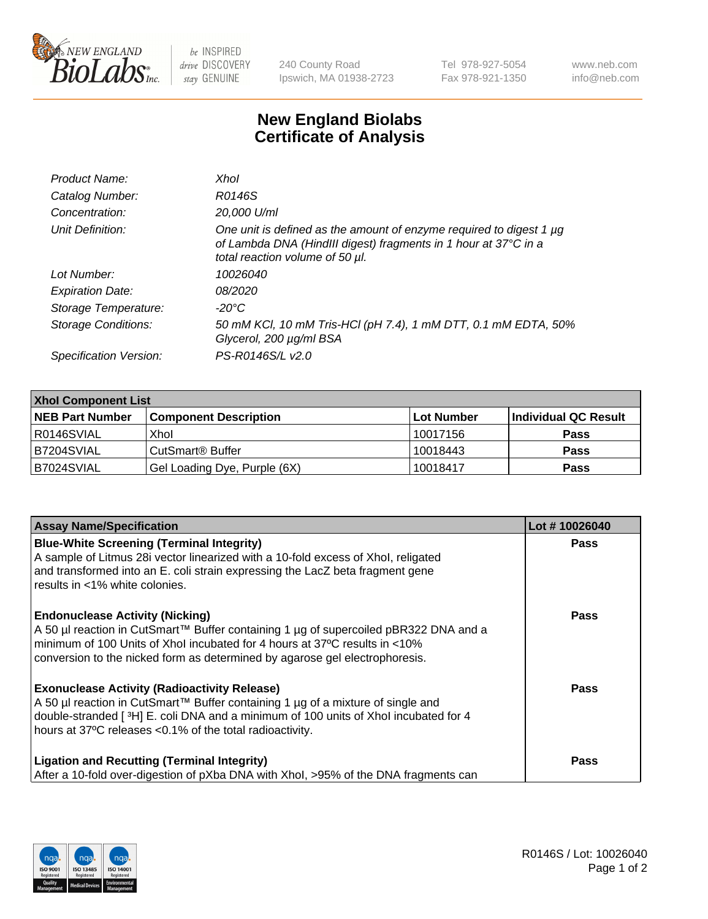# New England Biolabs Certificate of Analysis

| | |
|---|---|
| *Product Name:* | *XhoI* |
| *Catalog Number:* | *R0146S* |
| *Concentration:* | *20,000 U/ml* |
| *Unit Definition:* | *One unit is defined as the amount of enzyme required to digest 1 µg of Lambda DNA (HindIII digest) fragments in 1 hour at 37°C in a total reaction volume of 50 µl.* |
| *Lot Number:* | *10026040* |
| *Expiration Date:* | *08/2020* |
| *Storage Temperature:* | *-20°C* |
| *Storage Conditions:* | *50 mM KCl, 10 mM Tris-HCl (pH 7.4), 1 mM DTT, 0.1 mM EDTA, 50% Glycerol, 200 µg/ml BSA* |
| *Specification Version:* | *PS-R0146S/L v2.0* |

**XhoI Component List**

| NEB Part Number | Component Description | Lot Number | Individual QC Result |
|---|---|---|---|
| R0146SVIAL | XhoI | 10017156 | Pass |
| B7204SVIAL | CutSmart® Buffer | 10018443 | Pass |
| B7024SVIAL | Gel Loading Dye, Purple (6X) | 10018417 | Pass |

| Assay Name/Specification | Lot # 10026040 |
|---|---|
| **Blue-White Screening (Terminal Integrity)** A sample of Litmus 28i vector linearized with a 10-fold excess of XhoI, religated and transformed into an E. coli strain expressing the LacZ beta fragment gene results in <1% white colonies. | Pass |
| **Endonuclease Activity (Nicking)** A 50 µl reaction in CutSmart™ Buffer containing 1 µg of supercoiled pBR322 DNA and a minimum of 100 Units of XhoI incubated for 4 hours at 37ºC results in <10% conversion to the nicked form as determined by agarose gel electrophoresis. | Pass |
| **Exonuclease Activity (Radioactivity Release)** A 50 µl reaction in CutSmart™ Buffer containing 1 µg of a mixture of single and double-stranded [ $^{3}$H] E. coli DNA and a minimum of 100 units of XhoI incubated for 4 hours at 37ºC releases <0.1% of the total radioactivity. | Pass |
| **Ligation and Recutting (Terminal Integrity)** After a 10-fold over-digestion of pXba DNA with XhoI, >95% of the DNA fragments can | Pass |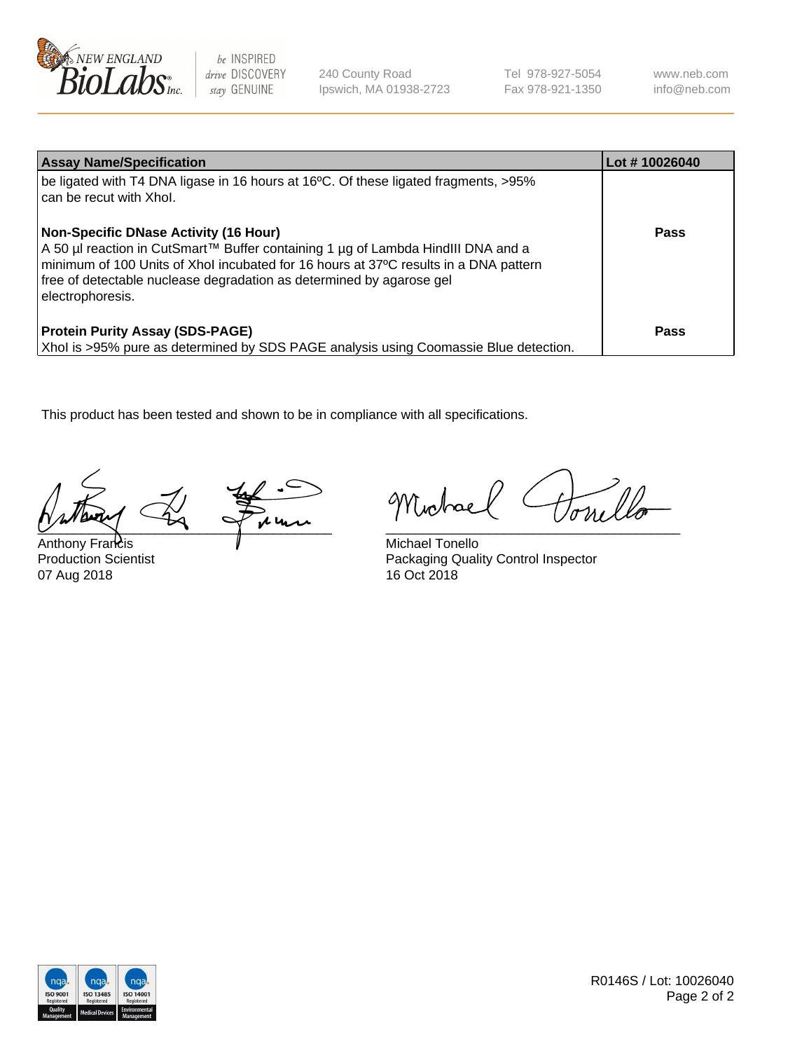| Assay Name/Specification | Lot # 10026040 |
|---|---|
| be ligated with T4 DNA ligase in 16 hours at 16ºC. Of these ligated fragments, >95% can be recut with XhoI. | |
| **Non-Specific DNase Activity (16 Hour)**<br>A 50 µl reaction in CutSmart™ Buffer containing 1 µg of Lambda HindIII DNA and a minimum of 100 Units of XhoI incubated for 16 hours at 37ºC results in a DNA pattern free of detectable nuclease degradation as determined by agarose gel electrophoresis. | **Pass** |
| **Protein Purity Assay (SDS-PAGE)**<br>XhoI is >95% pure as determined by SDS PAGE analysis using Coomassie Blue detection. | **Pass** |

This product has been tested and shown to be in compliance with all specifications.

Anthony Francis
Production Scientist
07 Aug 2018

Michael Tonello
Packaging Quality Control Inspector
16 Oct 2018

R0146S / Lot: 10026040